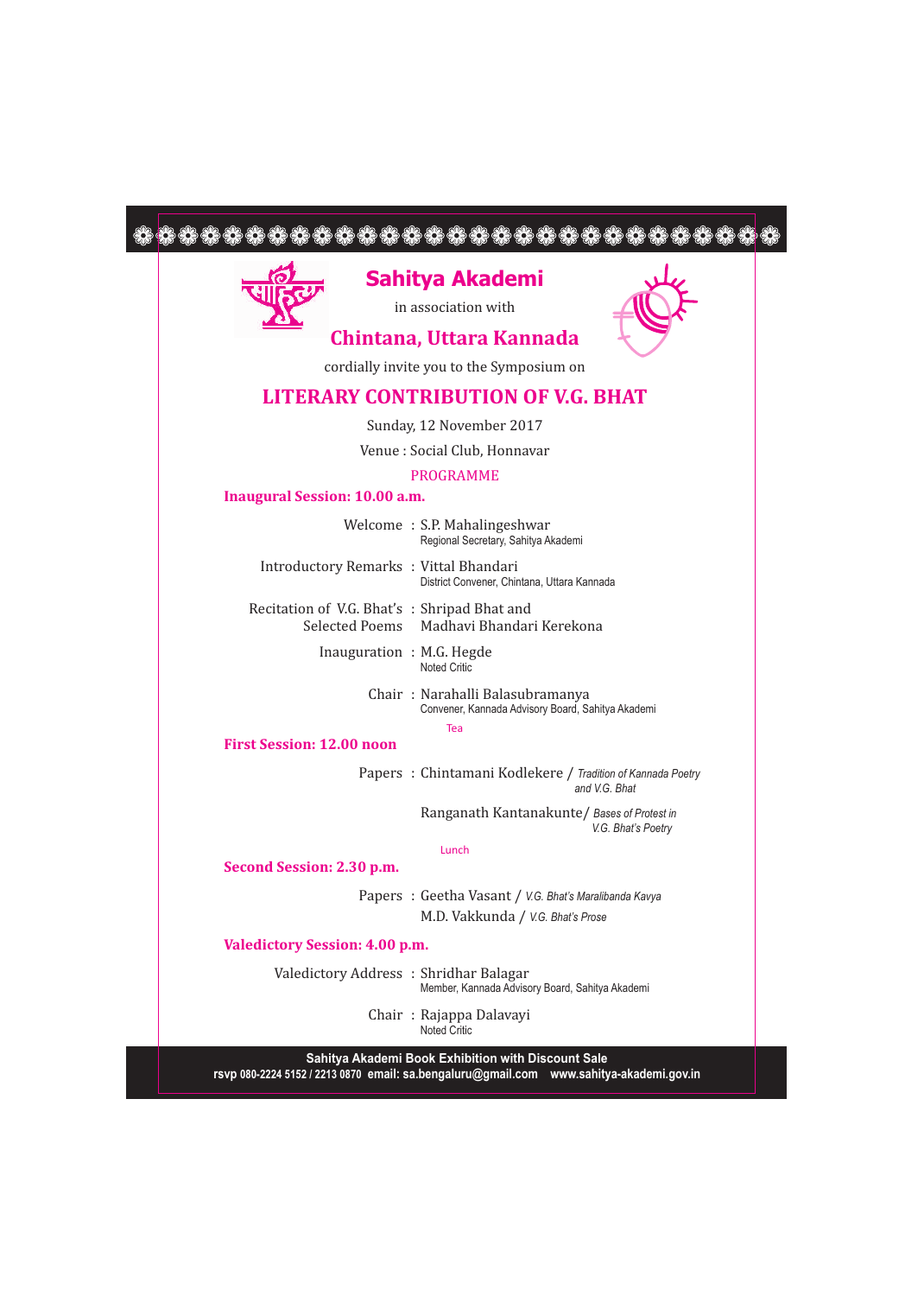# Sahitya Akademi

in association with

## Chintana, Uttara Kannada

cordially invite you to the Symposium on

# LITERARY CONTRIBUTION OF V.G. BHAT

Sunday, 12 November 2017

Venue : Social Club, Honnavar

PROGRAMME

### Inaugural Session: 10.00 a.m.

Welcome : S.P. Mahalingeshwar
Regional Secretary, Sahitya Akademi

Introductory Remarks : Vittal Bhandari
District Convener, Chintana, Uttara Kannada

Recitation of V.G. Bhat's Selected Poems : Shripad Bhat and Madhavi Bhandari Kerekona

Inauguration : M.G. Hegde
Noted Critic

Chair : Narahalli Balasubramanya
Convener, Kannada Advisory Board, Sahitya Akademi

Tea

### First Session: 12.00 noon

Papers : Chintamani Kodlekere / *Tradition of Kannada Poetry and V.G. Bhat*

Ranganath Kantanakunte/ *Bases of Protest in V.G. Bhat's Poetry*

Lunch

### Second Session: 2.30 p.m.

Papers : Geetha Vasant / *V.G. Bhat's Maralibanda Kavya*

M.D. Vakkunda / *V.G. Bhat's Prose*

### Valedictory Session: 4.00 p.m.

Valedictory Address : Shridhar Balagar
Member, Kannada Advisory Board, Sahitya Akademi

Chair : Rajappa Dalavayi
Noted Critic

**Sahitya Akademi Book Exhibition with Discount Sale**

**rsvp 080-2224 5152 / 2213 0870 email: sa.bengaluru@gmail.com www.sahitya-akademi.gov.in**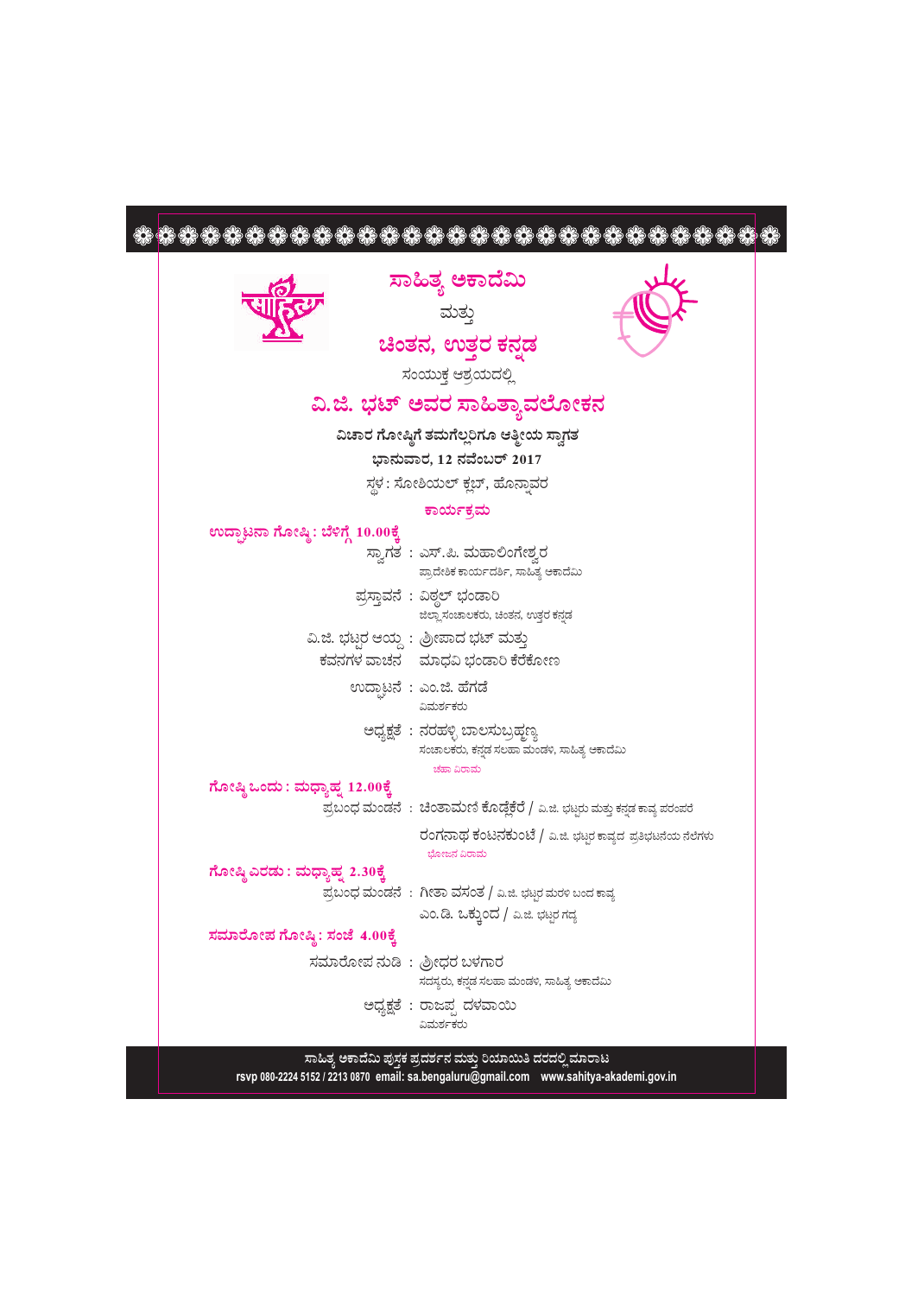# ಸಾಹಿತ್ಯ ಅಕಾದೆಮಿ

ಮತ್ತು

# ಚಿಂತನ, ಉತ್ತರ ಕನ್ನಡ

ಸಂಯುಕ್ತ ಆಶ್ರಯದಲ್ಲಿ

# ವಿ.ಜಿ. ಭಟ್ ಅವರ ಸಾಹಿತ್ಯಾವಲೋಕನ

**ವಿಚಾರ ಗೋಷ್ಠಿಗೆ ತಮಗೆಲ್ಲರಿಗೂ ಆತ್ಮೀಯ ಸ್ವಾಗತ**

**ಭಾನುವಾರ, 12 ನವೆಂಬರ್ 2017**

ಸ್ಥಳ : ಸೋಶಿಯಲ್ ಕ್ಲಬ್, ಹೊನ್ನಾವರ

## ಕಾರ್ಯಕ್ರಮ

### ಉದ್ಘಾಟನಾ ಗೋಷ್ಠಿ : ಬೆಳಿಗ್ಗೆ 10.00ಕ್ಕೆ

ಸ್ವಾಗತ : ಎಸ್.ಪಿ. ಮಹಾಲಿಂಗೇಶ್ವರ
ಪ್ರಾದೇಶಿಕ ಕಾರ್ಯದರ್ಶಿ, ಸಾಹಿತ್ಯ ಅಕಾದೆಮಿ

ಪ್ರಸ್ತಾವನೆ : ವಿಠ್ಠಲ್ ಭಂಡಾರಿ
ಜಿಲ್ಲಾ ಸಂಚಾಲಕರು, ಚಿಂತನ, ಉತ್ತರ ಕನ್ನಡ

ವಿ.ಜಿ. ಭಟ್ಟರ ಆಯ್ದ ಕವನಗಳ ವಾಚನ : ಶ್ರೀಪಾದ ಭಟ್ ಮತ್ತು ಮಾಧವಿ ಭಂಡಾರಿ ಕೆರೆಕೋಣ

ಉದ್ಘಾಟನೆ : ಎಂ.ಜಿ. ಹೆಗಡೆ
ವಿಮರ್ಶಕರು

ಅಧ್ಯಕ್ಷತೆ : ನರಹಳ್ಳಿ ಬಾಲಸುಬ್ರಹ್ಮಣ್ಯ
ಸಂಚಾಲಕರು, ಕನ್ನಡ ಸಲಹಾ ಮಂಡಳಿ, ಸಾಹಿತ್ಯ ಅಕಾದೆಮಿ

ಚಹಾ ವಿರಾಮ

### ಗೋಷ್ಠಿ ಒಂದು : ಮಧ್ಯಾಹ್ನ 12.00ಕ್ಕೆ

ಪ್ರಬಂಧ ಮಂಡನೆ : ಚಿಂತಾಮಣಿ ಕೊಡ್ಲೆಕೆರೆ / ವಿ.ಜಿ. ಭಟ್ಟರು ಮತ್ತು ಕನ್ನಡ ಕಾವ್ಯ ಪರಂಪರೆ

ರಂಗನಾಥ ಕಂಟನಕುಂಟೆ / ವಿ.ಜಿ. ಭಟ್ಟರ ಕಾವ್ಯದ ಪ್ರತಿಭಟನೆಯ ನೆಲೆಗಳು

ಭೋಜನ ವಿರಾಮ

### ಗೋಷ್ಠಿ ಎರಡು : ಮಧ್ಯಾಹ್ನ 2.30ಕ್ಕೆ

ಪ್ರಬಂಧ ಮಂಡನೆ : ಗೀತಾ ವಸಂತ / ವಿ.ಜಿ. ಭಟ್ಟರ ಮರಳಿ ಬಂದ ಕಾವ್ಯ

ಎಂ.ಡಿ. ಒಕ್ಕುಂದ / ವಿ.ಜಿ. ಭಟ್ಟರ ಗದ್ಯ

### ಸಮಾರೋಪ ಗೋಷ್ಠಿ : ಸಂಜೆ 4.00ಕ್ಕೆ

ಸಮಾರೋಪ ನುಡಿ : ಶ್ರೀಧರ ಬಳಗಾರ
ಸದಸ್ಯರು, ಕನ್ನಡ ಸಲಹಾ ಮಂಡಳಿ, ಸಾಹಿತ್ಯ ಅಕಾದೆಮಿ

ಅಧ್ಯಕ್ಷತೆ : ರಾಜಪ್ಪ ದಳವಾಯಿ
ವಿಮರ್ಶಕರು

**ಸಾಹಿತ್ಯ ಅಕಾದೆಮಿ ಪುಸ್ತಕ ಪ್ರದರ್ಶನ ಮತ್ತು ರಿಯಾಯಿತಿ ದರದಲ್ಲಿ ಮಾರಾಟ**

**rsvp 080-2224 5152 / 2213 0870 email: sa.bengaluru@gmail.com www.sahitya-akademi.gov.in**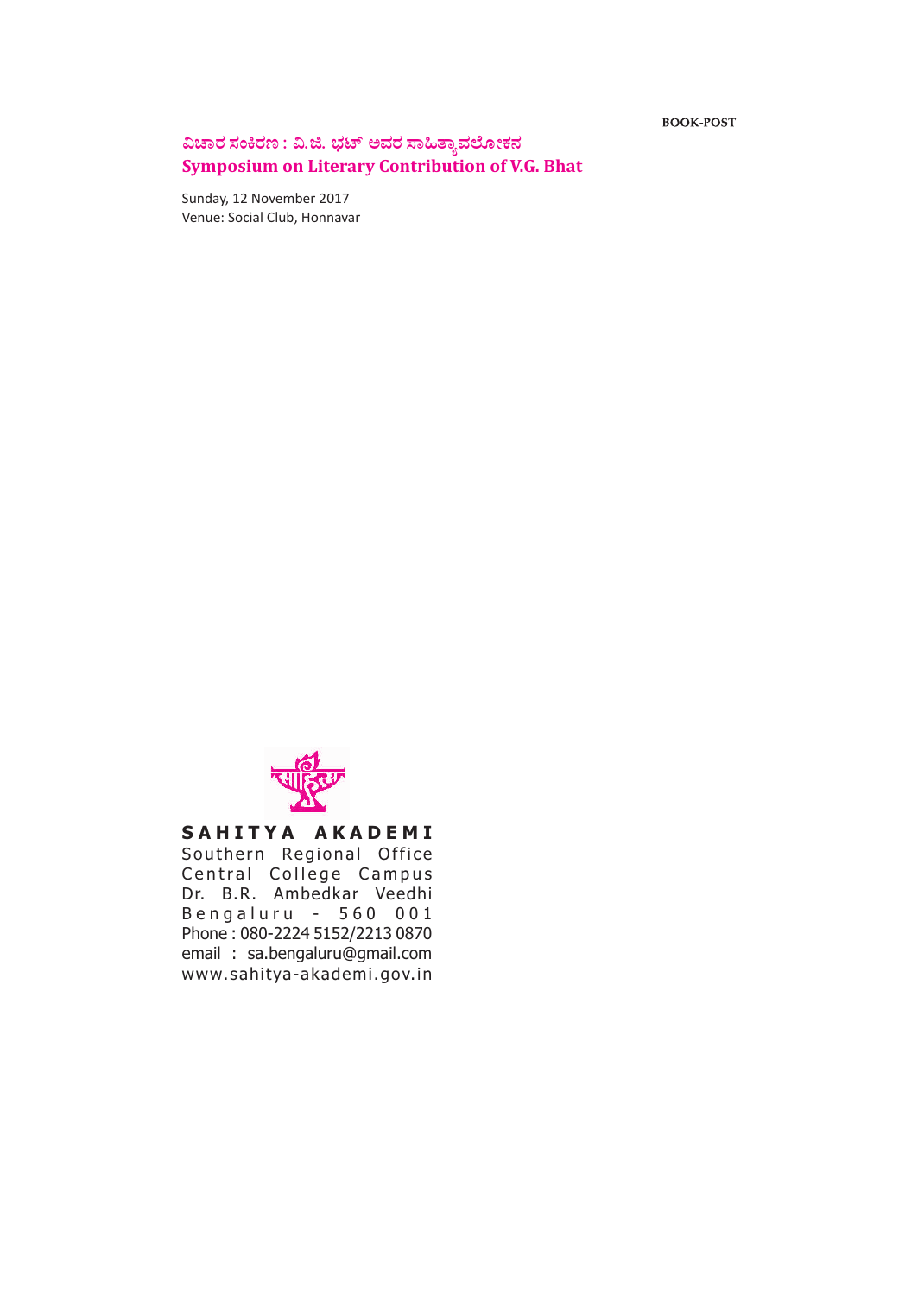BOOK-POST

## ವಿಚಾರ ಸಂಕಿರಣ : ವಿ.ಜಿ. ಭಟ್ ಅವರ ಸಾಹಿತ್ಯಾವಲೋಕನ
## Symposium on Literary Contribution of V.G. Bhat

Sunday, 12 November 2017
Venue: Social Club, Honnavar

**SAHITYA AKADEMI**
Southern Regional Office
Central College Campus
Dr. B.R. Ambedkar Veedhi
Bengaluru - 560 001
Phone : 080-2224 5152/2213 0870
email : sa.bengaluru@gmail.com
www.sahitya-akademi.gov.in